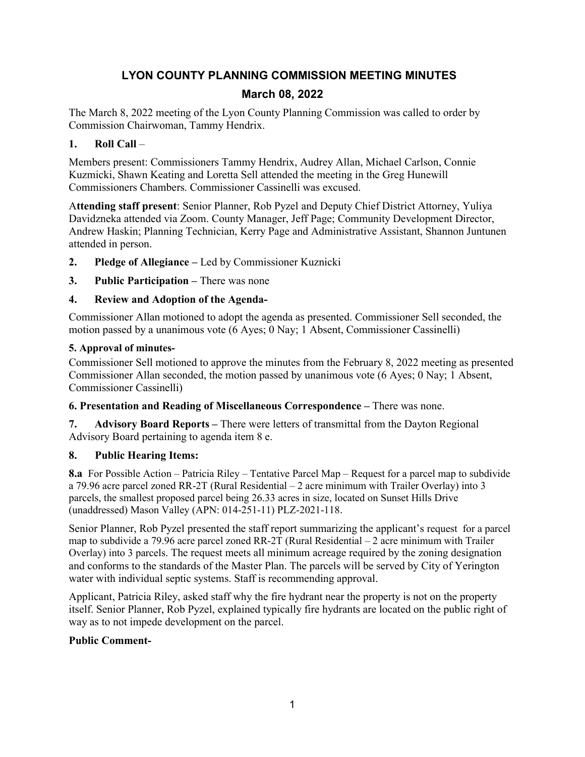# LYON COUNTY PLANNING COMMISSION MEETING MINUTES

## March 08, 2022

The March 8, 2022 meeting of the Lyon County Planning Commission was called to order by Commission Chairwoman, Tammy Hendrix.

**1. Roll Call** –

Members present: Commissioners Tammy Hendrix, Audrey Allan, Michael Carlson, Connie Kuzmicki, Shawn Keating and Loretta Sell attended the meeting in the Greg Hunewill Commissioners Chambers. Commissioner Cassinelli was excused.

A**ttending staff present**: Senior Planner, Rob Pyzel and Deputy Chief District Attorney, Yuliya Davidzneka attended via Zoom. County Manager, Jeff Page; Community Development Director, Andrew Haskin; Planning Technician, Kerry Page and Administrative Assistant, Shannon Juntunen attended in person.

**2. Pledge of Allegiance –** Led by Commissioner Kuznicki

**3. Public Participation –** There was none

**4. Review and Adoption of the Agenda-**

Commissioner Allan motioned to adopt the agenda as presented. Commissioner Sell seconded, the motion passed by a unanimous vote (6 Ayes; 0 Nay; 1 Absent, Commissioner Cassinelli)

**5. Approval of minutes-**

Commissioner Sell motioned to approve the minutes from the February 8, 2022 meeting as presented Commissioner Allan seconded, the motion passed by unanimous vote (6 Ayes; 0 Nay; 1 Absent, Commissioner Cassinelli)

**6. Presentation and Reading of Miscellaneous Correspondence –** There was none.

**7. Advisory Board Reports –** There were letters of transmittal from the Dayton Regional Advisory Board pertaining to agenda item 8 e.

**8. Public Hearing Items:**

**8.a** For Possible Action – Patricia Riley – Tentative Parcel Map – Request for a parcel map to subdivide a 79.96 acre parcel zoned RR-2T (Rural Residential – 2 acre minimum with Trailer Overlay) into 3 parcels, the smallest proposed parcel being 26.33 acres in size, located on Sunset Hills Drive (unaddressed) Mason Valley (APN: 014-251-11) PLZ-2021-118.

Senior Planner, Rob Pyzel presented the staff report summarizing the applicant's request for a parcel map to subdivide a 79.96 acre parcel zoned RR-2T (Rural Residential – 2 acre minimum with Trailer Overlay) into 3 parcels. The request meets all minimum acreage required by the zoning designation and conforms to the standards of the Master Plan. The parcels will be served by City of Yerington water with individual septic systems. Staff is recommending approval.

Applicant, Patricia Riley, asked staff why the fire hydrant near the property is not on the property itself. Senior Planner, Rob Pyzel, explained typically fire hydrants are located on the public right of way as to not impede development on the parcel.

**Public Comment-**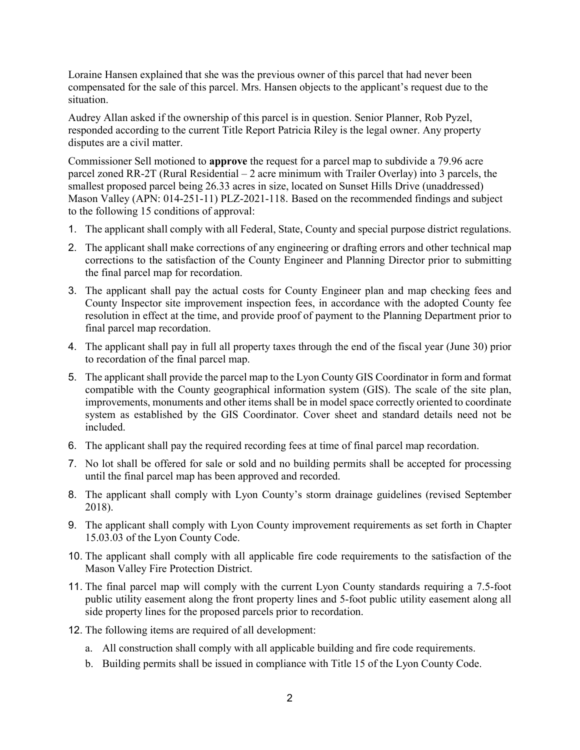Loraine Hansen explained that she was the previous owner of this parcel that had never been compensated for the sale of this parcel. Mrs. Hansen objects to the applicant's request due to the situation.

Audrey Allan asked if the ownership of this parcel is in question. Senior Planner, Rob Pyzel, responded according to the current Title Report Patricia Riley is the legal owner. Any property disputes are a civil matter.

Commissioner Sell motioned to **approve** the request for a parcel map to subdivide a 79.96 acre parcel zoned RR-2T (Rural Residential – 2 acre minimum with Trailer Overlay) into 3 parcels, the smallest proposed parcel being 26.33 acres in size, located on Sunset Hills Drive (unaddressed) Mason Valley (APN: 014-251-11) PLZ-2021-118. Based on the recommended findings and subject to the following 15 conditions of approval:

1. The applicant shall comply with all Federal, State, County and special purpose district regulations.
2. The applicant shall make corrections of any engineering or drafting errors and other technical map corrections to the satisfaction of the County Engineer and Planning Director prior to submitting the final parcel map for recordation.
3. The applicant shall pay the actual costs for County Engineer plan and map checking fees and County Inspector site improvement inspection fees, in accordance with the adopted County fee resolution in effect at the time, and provide proof of payment to the Planning Department prior to final parcel map recordation.
4. The applicant shall pay in full all property taxes through the end of the fiscal year (June 30) prior to recordation of the final parcel map.
5. The applicant shall provide the parcel map to the Lyon County GIS Coordinator in form and format compatible with the County geographical information system (GIS). The scale of the site plan, improvements, monuments and other items shall be in model space correctly oriented to coordinate system as established by the GIS Coordinator. Cover sheet and standard details need not be included.
6. The applicant shall pay the required recording fees at time of final parcel map recordation.
7. No lot shall be offered for sale or sold and no building permits shall be accepted for processing until the final parcel map has been approved and recorded.
8. The applicant shall comply with Lyon County's storm drainage guidelines (revised September 2018).
9. The applicant shall comply with Lyon County improvement requirements as set forth in Chapter 15.03.03 of the Lyon County Code.
10. The applicant shall comply with all applicable fire code requirements to the satisfaction of the Mason Valley Fire Protection District.
11. The final parcel map will comply with the current Lyon County standards requiring a 7.5-foot public utility easement along the front property lines and 5-foot public utility easement along all side property lines for the proposed parcels prior to recordation.
12. The following items are required of all development:
    a. All construction shall comply with all applicable building and fire code requirements.
    b. Building permits shall be issued in compliance with Title 15 of the Lyon County Code.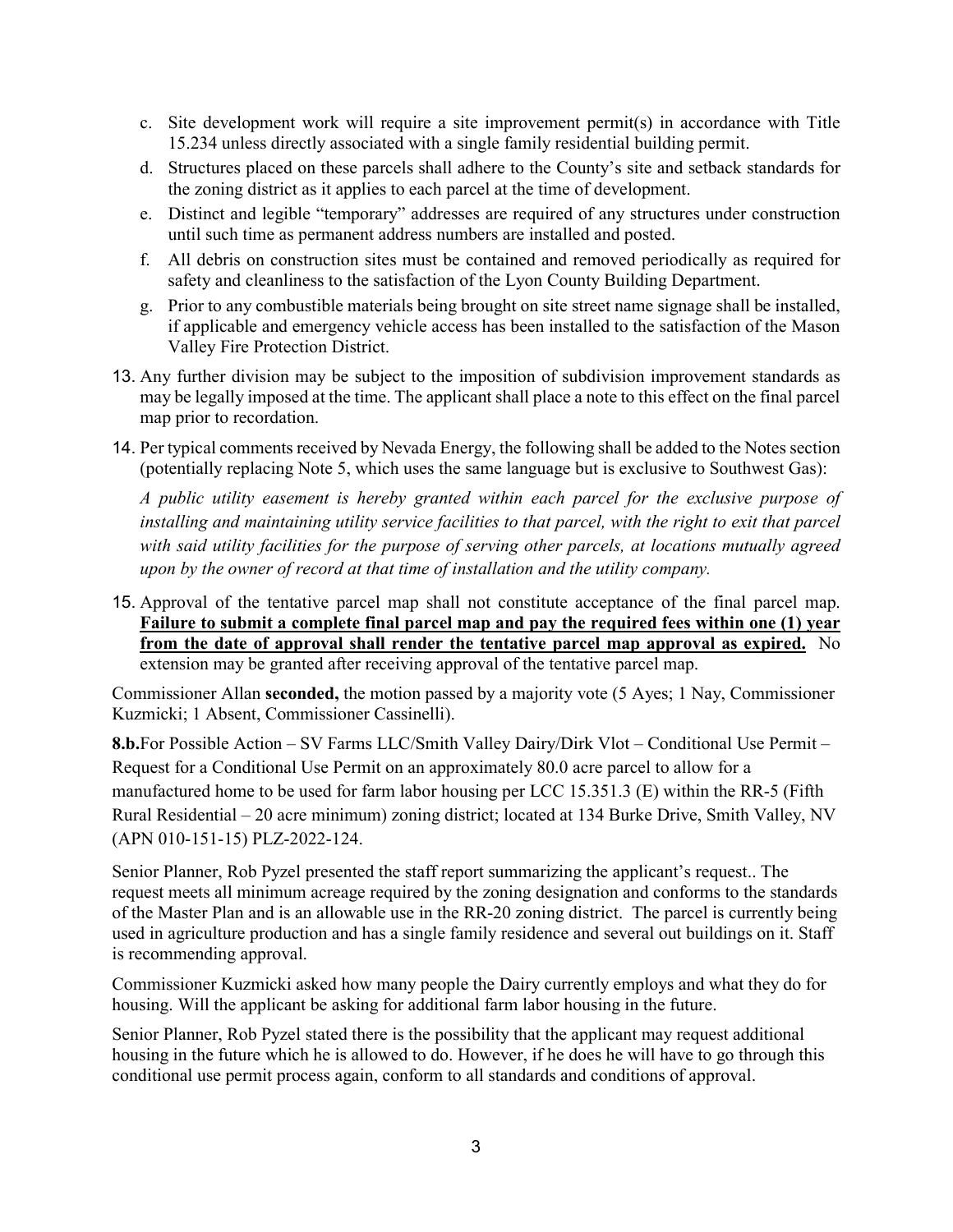c. Site development work will require a site improvement permit(s) in accordance with Title 15.234 unless directly associated with a single family residential building permit.

d. Structures placed on these parcels shall adhere to the County's site and setback standards for the zoning district as it applies to each parcel at the time of development.

e. Distinct and legible "temporary" addresses are required of any structures under construction until such time as permanent address numbers are installed and posted.

f. All debris on construction sites must be contained and removed periodically as required for safety and cleanliness to the satisfaction of the Lyon County Building Department.

g. Prior to any combustible materials being brought on site street name signage shall be installed, if applicable and emergency vehicle access has been installed to the satisfaction of the Mason Valley Fire Protection District.

13. Any further division may be subject to the imposition of subdivision improvement standards as may be legally imposed at the time. The applicant shall place a note to this effect on the final parcel map prior to recordation.

14. Per typical comments received by Nevada Energy, the following shall be added to the Notes section (potentially replacing Note 5, which uses the same language but is exclusive to Southwest Gas):

    *A public utility easement is hereby granted within each parcel for the exclusive purpose of installing and maintaining utility service facilities to that parcel, with the right to exit that parcel with said utility facilities for the purpose of serving other parcels, at locations mutually agreed upon by the owner of record at that time of installation and the utility company.*

15. Approval of the tentative parcel map shall not constitute acceptance of the final parcel map. **<u>Failure to submit a complete final parcel map and pay the required fees within one (1) year from the date of approval shall render the tentative parcel map approval as expired.</u>** No extension may be granted after receiving approval of the tentative parcel map.

Commissioner Allan **seconded,** the motion passed by a majority vote (5 Ayes; 1 Nay, Commissioner Kuzmicki; 1 Absent, Commissioner Cassinelli).

**8.b.** For Possible Action – SV Farms LLC/Smith Valley Dairy/Dirk Vlot – Conditional Use Permit – Request for a Conditional Use Permit on an approximately 80.0 acre parcel to allow for a manufactured home to be used for farm labor housing per LCC 15.351.3 (E) within the RR-5 (Fifth Rural Residential – 20 acre minimum) zoning district; located at 134 Burke Drive, Smith Valley, NV (APN 010-151-15) PLZ-2022-124.

Senior Planner, Rob Pyzel presented the staff report summarizing the applicant's request.. The request meets all minimum acreage required by the zoning designation and conforms to the standards of the Master Plan and is an allowable use in the RR-20 zoning district. The parcel is currently being used in agriculture production and has a single family residence and several out buildings on it. Staff is recommending approval.

Commissioner Kuzmicki asked how many people the Dairy currently employs and what they do for housing. Will the applicant be asking for additional farm labor housing in the future.

Senior Planner, Rob Pyzel stated there is the possibility that the applicant may request additional housing in the future which he is allowed to do. However, if he does he will have to go through this conditional use permit process again, conform to all standards and conditions of approval.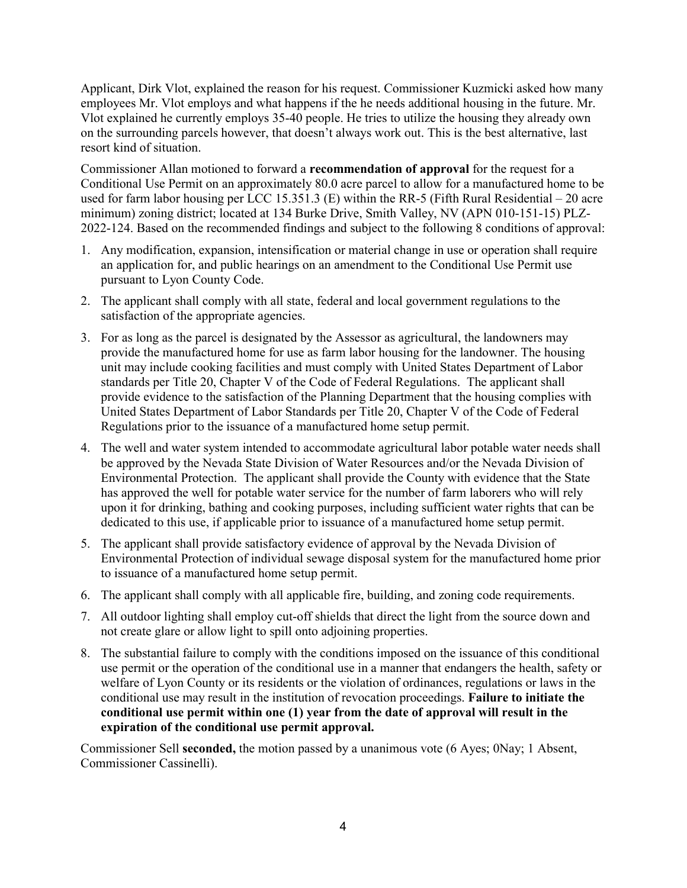Applicant, Dirk Vlot, explained the reason for his request. Commissioner Kuzmicki asked how many employees Mr. Vlot employs and what happens if the he needs additional housing in the future. Mr. Vlot explained he currently employs 35-40 people. He tries to utilize the housing they already own on the surrounding parcels however, that doesn't always work out. This is the best alternative, last resort kind of situation.

Commissioner Allan motioned to forward a **recommendation of approval** for the request for a Conditional Use Permit on an approximately 80.0 acre parcel to allow for a manufactured home to be used for farm labor housing per LCC 15.351.3 (E) within the RR-5 (Fifth Rural Residential – 20 acre minimum) zoning district; located at 134 Burke Drive, Smith Valley, NV (APN 010-151-15) PLZ-2022-124. Based on the recommended findings and subject to the following 8 conditions of approval:

1. Any modification, expansion, intensification or material change in use or operation shall require an application for, and public hearings on an amendment to the Conditional Use Permit use pursuant to Lyon County Code.
2. The applicant shall comply with all state, federal and local government regulations to the satisfaction of the appropriate agencies.
3. For as long as the parcel is designated by the Assessor as agricultural, the landowners may provide the manufactured home for use as farm labor housing for the landowner. The housing unit may include cooking facilities and must comply with United States Department of Labor standards per Title 20, Chapter V of the Code of Federal Regulations. The applicant shall provide evidence to the satisfaction of the Planning Department that the housing complies with United States Department of Labor Standards per Title 20, Chapter V of the Code of Federal Regulations prior to the issuance of a manufactured home setup permit.
4. The well and water system intended to accommodate agricultural labor potable water needs shall be approved by the Nevada State Division of Water Resources and/or the Nevada Division of Environmental Protection. The applicant shall provide the County with evidence that the State has approved the well for potable water service for the number of farm laborers who will rely upon it for drinking, bathing and cooking purposes, including sufficient water rights that can be dedicated to this use, if applicable prior to issuance of a manufactured home setup permit.
5. The applicant shall provide satisfactory evidence of approval by the Nevada Division of Environmental Protection of individual sewage disposal system for the manufactured home prior to issuance of a manufactured home setup permit.
6. The applicant shall comply with all applicable fire, building, and zoning code requirements.
7. All outdoor lighting shall employ cut-off shields that direct the light from the source down and not create glare or allow light to spill onto adjoining properties.
8. The substantial failure to comply with the conditions imposed on the issuance of this conditional use permit or the operation of the conditional use in a manner that endangers the health, safety or welfare of Lyon County or its residents or the violation of ordinances, regulations or laws in the conditional use may result in the institution of revocation proceedings. **Failure to initiate the conditional use permit within one (1) year from the date of approval will result in the expiration of the conditional use permit approval.**

Commissioner Sell **seconded,** the motion passed by a unanimous vote (6 Ayes; 0Nay; 1 Absent, Commissioner Cassinelli).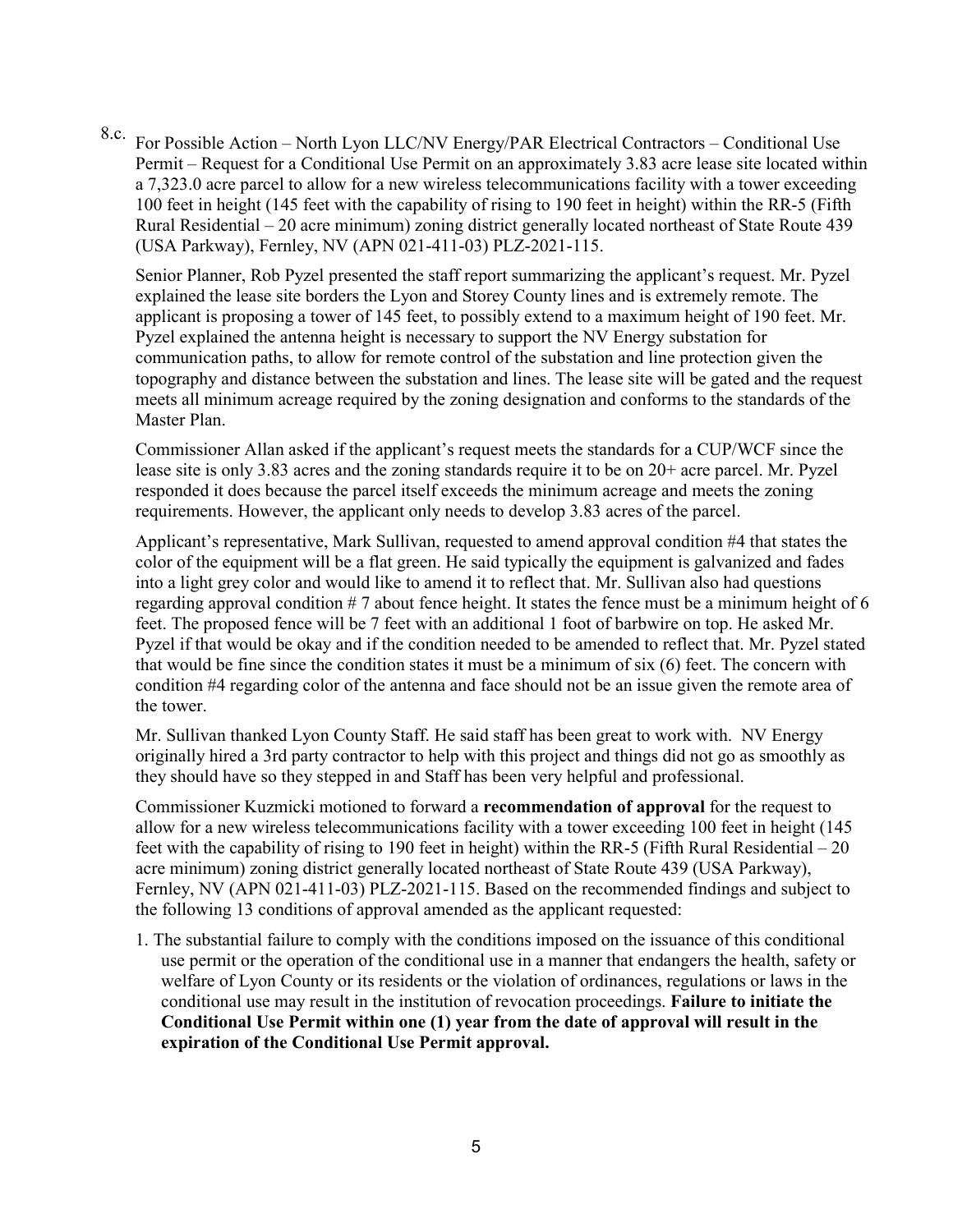8.c. For Possible Action – North Lyon LLC/NV Energy/PAR Electrical Contractors – Conditional Use Permit – Request for a Conditional Use Permit on an approximately 3.83 acre lease site located within a 7,323.0 acre parcel to allow for a new wireless telecommunications facility with a tower exceeding 100 feet in height (145 feet with the capability of rising to 190 feet in height) within the RR-5 (Fifth Rural Residential – 20 acre minimum) zoning district generally located northeast of State Route 439 (USA Parkway), Fernley, NV (APN 021-411-03) PLZ-2021-115.

Senior Planner, Rob Pyzel presented the staff report summarizing the applicant's request. Mr. Pyzel explained the lease site borders the Lyon and Storey County lines and is extremely remote. The applicant is proposing a tower of 145 feet, to possibly extend to a maximum height of 190 feet. Mr. Pyzel explained the antenna height is necessary to support the NV Energy substation for communication paths, to allow for remote control of the substation and line protection given the topography and distance between the substation and lines. The lease site will be gated and the request meets all minimum acreage required by the zoning designation and conforms to the standards of the Master Plan.

Commissioner Allan asked if the applicant's request meets the standards for a CUP/WCF since the lease site is only 3.83 acres and the zoning standards require it to be on 20+ acre parcel. Mr. Pyzel responded it does because the parcel itself exceeds the minimum acreage and meets the zoning requirements. However, the applicant only needs to develop 3.83 acres of the parcel.

Applicant's representative, Mark Sullivan, requested to amend approval condition #4 that states the color of the equipment will be a flat green. He said typically the equipment is galvanized and fades into a light grey color and would like to amend it to reflect that. Mr. Sullivan also had questions regarding approval condition # 7 about fence height. It states the fence must be a minimum height of 6 feet. The proposed fence will be 7 feet with an additional 1 foot of barbwire on top. He asked Mr. Pyzel if that would be okay and if the condition needed to be amended to reflect that. Mr. Pyzel stated that would be fine since the condition states it must be a minimum of six (6) feet. The concern with condition #4 regarding color of the antenna and face should not be an issue given the remote area of the tower.

Mr. Sullivan thanked Lyon County Staff. He said staff has been great to work with. NV Energy originally hired a 3rd party contractor to help with this project and things did not go as smoothly as they should have so they stepped in and Staff has been very helpful and professional.

Commissioner Kuzmicki motioned to forward a **recommendation of approval** for the request to allow for a new wireless telecommunications facility with a tower exceeding 100 feet in height (145 feet with the capability of rising to 190 feet in height) within the RR-5 (Fifth Rural Residential – 20 acre minimum) zoning district generally located northeast of State Route 439 (USA Parkway), Fernley, NV (APN 021-411-03) PLZ-2021-115. Based on the recommended findings and subject to the following 13 conditions of approval amended as the applicant requested:

1. The substantial failure to comply with the conditions imposed on the issuance of this conditional use permit or the operation of the conditional use in a manner that endangers the health, safety or welfare of Lyon County or its residents or the violation of ordinances, regulations or laws in the conditional use may result in the institution of revocation proceedings. **Failure to initiate the Conditional Use Permit within one (1) year from the date of approval will result in the expiration of the Conditional Use Permit approval.**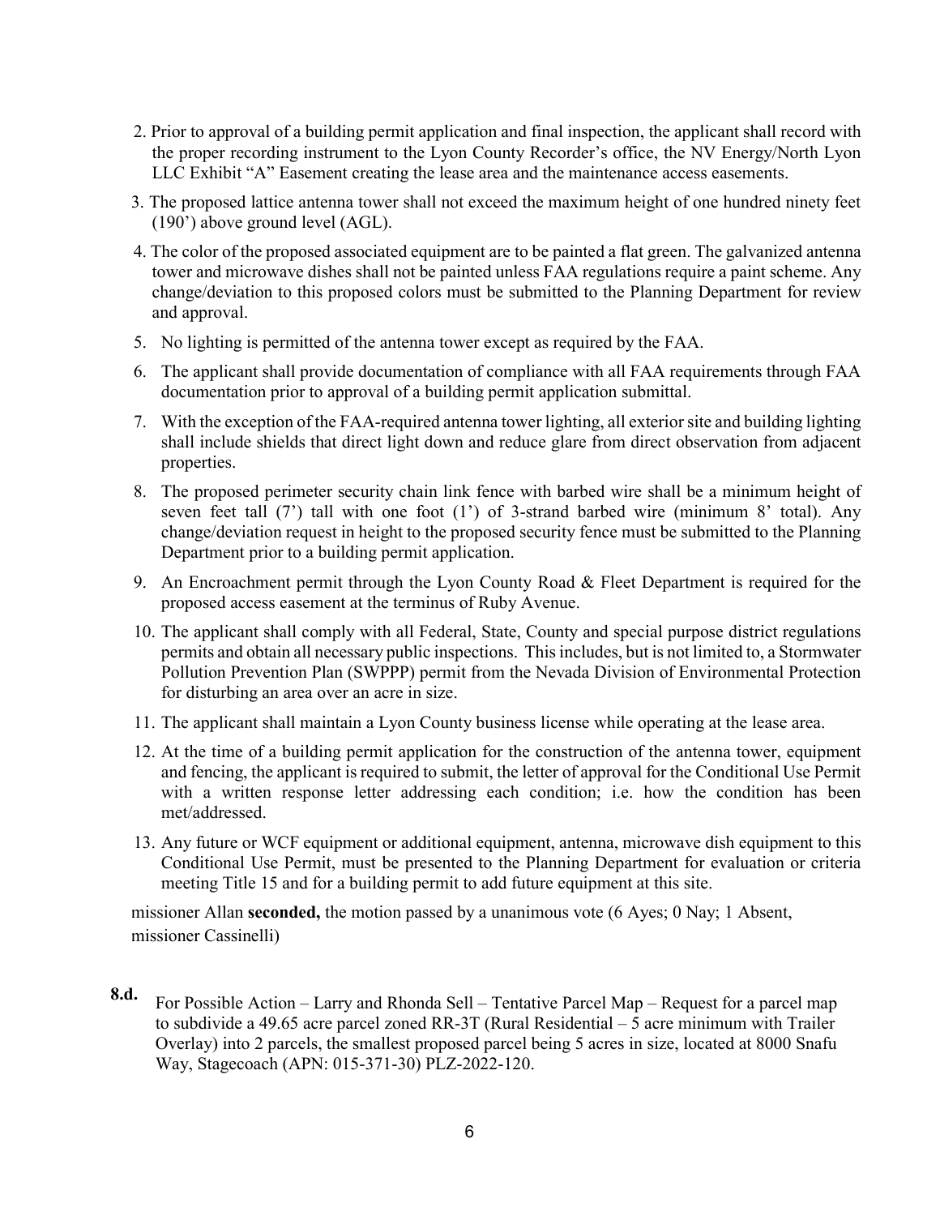2. Prior to approval of a building permit application and final inspection, the applicant shall record with the proper recording instrument to the Lyon County Recorder's office, the NV Energy/North Lyon LLC Exhibit "A" Easement creating the lease area and the maintenance access easements.
3. The proposed lattice antenna tower shall not exceed the maximum height of one hundred ninety feet (190') above ground level (AGL).
4. The color of the proposed associated equipment are to be painted a flat green. The galvanized antenna tower and microwave dishes shall not be painted unless FAA regulations require a paint scheme. Any change/deviation to this proposed colors must be submitted to the Planning Department for review and approval.
5. No lighting is permitted of the antenna tower except as required by the FAA.
6. The applicant shall provide documentation of compliance with all FAA requirements through FAA documentation prior to approval of a building permit application submittal.
7. With the exception of the FAA-required antenna tower lighting, all exterior site and building lighting shall include shields that direct light down and reduce glare from direct observation from adjacent properties.
8. The proposed perimeter security chain link fence with barbed wire shall be a minimum height of seven feet tall (7') tall with one foot (1') of 3-strand barbed wire (minimum 8' total). Any change/deviation request in height to the proposed security fence must be submitted to the Planning Department prior to a building permit application.
9. An Encroachment permit through the Lyon County Road & Fleet Department is required for the proposed access easement at the terminus of Ruby Avenue.
10. The applicant shall comply with all Federal, State, County and special purpose district regulations permits and obtain all necessary public inspections. This includes, but is not limited to, a Stormwater Pollution Prevention Plan (SWPPP) permit from the Nevada Division of Environmental Protection for disturbing an area over an acre in size.
11. The applicant shall maintain a Lyon County business license while operating at the lease area.
12. At the time of a building permit application for the construction of the antenna tower, equipment and fencing, the applicant is required to submit, the letter of approval for the Conditional Use Permit with a written response letter addressing each condition; i.e. how the condition has been met/addressed.
13. Any future or WCF equipment or additional equipment, antenna, microwave dish equipment to this Conditional Use Permit, must be presented to the Planning Department for evaluation or criteria meeting Title 15 and for a building permit to add future equipment at this site.

missioner Allan **seconded,** the motion passed by a unanimous vote (6 Ayes; 0 Nay; 1 Absent, missioner Cassinelli)

**8.d.** For Possible Action – Larry and Rhonda Sell – Tentative Parcel Map – Request for a parcel map to subdivide a 49.65 acre parcel zoned RR-3T (Rural Residential – 5 acre minimum with Trailer Overlay) into 2 parcels, the smallest proposed parcel being 5 acres in size, located at 8000 Snafu Way, Stagecoach (APN: 015-371-30) PLZ-2022-120.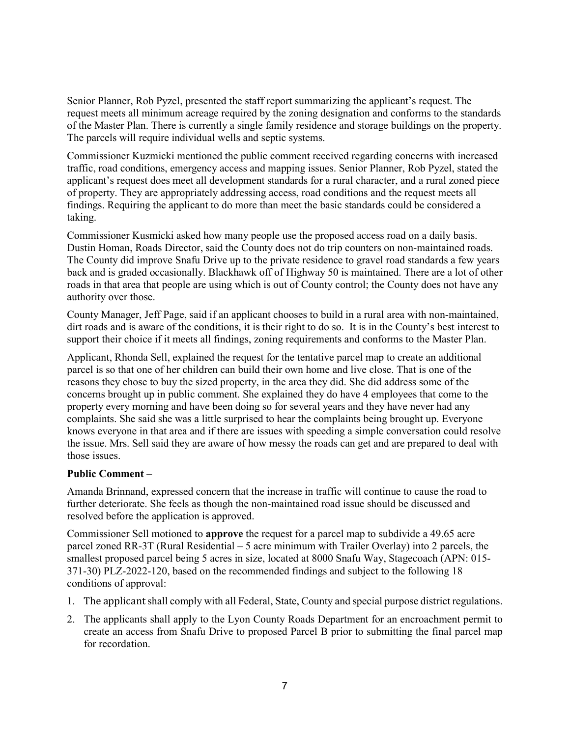Senior Planner, Rob Pyzel, presented the staff report summarizing the applicant's request. The request meets all minimum acreage required by the zoning designation and conforms to the standards of the Master Plan. There is currently a single family residence and storage buildings on the property. The parcels will require individual wells and septic systems.

Commissioner Kuzmicki mentioned the public comment received regarding concerns with increased traffic, road conditions, emergency access and mapping issues. Senior Planner, Rob Pyzel, stated the applicant's request does meet all development standards for a rural character, and a rural zoned piece of property. They are appropriately addressing access, road conditions and the request meets all findings. Requiring the applicant to do more than meet the basic standards could be considered a taking.

Commissioner Kusmicki asked how many people use the proposed access road on a daily basis. Dustin Homan, Roads Director, said the County does not do trip counters on non-maintained roads. The County did improve Snafu Drive up to the private residence to gravel road standards a few years back and is graded occasionally. Blackhawk off of Highway 50 is maintained. There are a lot of other roads in that area that people are using which is out of County control; the County does not have any authority over those.

County Manager, Jeff Page, said if an applicant chooses to build in a rural area with non-maintained, dirt roads and is aware of the conditions, it is their right to do so. It is in the County's best interest to support their choice if it meets all findings, zoning requirements and conforms to the Master Plan.

Applicant, Rhonda Sell, explained the request for the tentative parcel map to create an additional parcel is so that one of her children can build their own home and live close. That is one of the reasons they chose to buy the sized property, in the area they did. She did address some of the concerns brought up in public comment. She explained they do have 4 employees that come to the property every morning and have been doing so for several years and they have never had any complaints. She said she was a little surprised to hear the complaints being brought up. Everyone knows everyone in that area and if there are issues with speeding a simple conversation could resolve the issue. Mrs. Sell said they are aware of how messy the roads can get and are prepared to deal with those issues.

**Public Comment –**

Amanda Brinnand, expressed concern that the increase in traffic will continue to cause the road to further deteriorate. She feels as though the non-maintained road issue should be discussed and resolved before the application is approved.

Commissioner Sell motioned to **approve** the request for a parcel map to subdivide a 49.65 acre parcel zoned RR-3T (Rural Residential – 5 acre minimum with Trailer Overlay) into 2 parcels, the smallest proposed parcel being 5 acres in size, located at 8000 Snafu Way, Stagecoach (APN: 015-371-30) PLZ-2022-120, based on the recommended findings and subject to the following 18 conditions of approval:

1. The applicant shall comply with all Federal, State, County and special purpose district regulations.
2. The applicants shall apply to the Lyon County Roads Department for an encroachment permit to create an access from Snafu Drive to proposed Parcel B prior to submitting the final parcel map for recordation.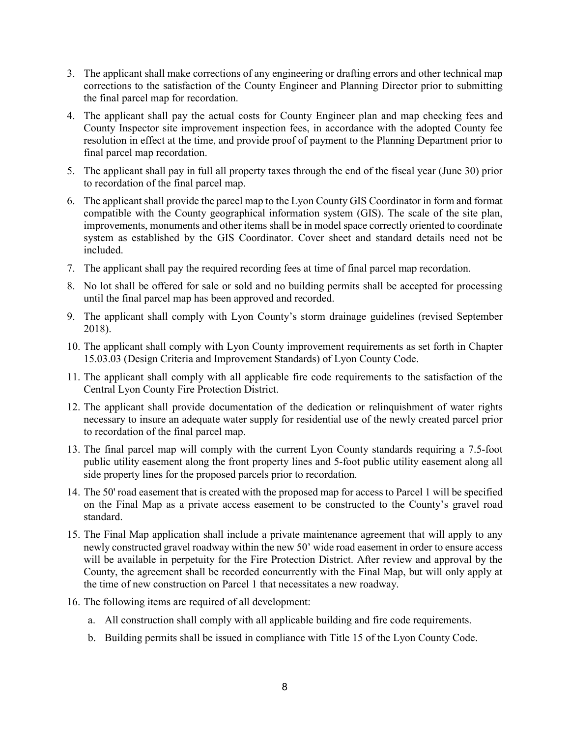3. The applicant shall make corrections of any engineering or drafting errors and other technical map corrections to the satisfaction of the County Engineer and Planning Director prior to submitting the final parcel map for recordation.
4. The applicant shall pay the actual costs for County Engineer plan and map checking fees and County Inspector site improvement inspection fees, in accordance with the adopted County fee resolution in effect at the time, and provide proof of payment to the Planning Department prior to final parcel map recordation.
5. The applicant shall pay in full all property taxes through the end of the fiscal year (June 30) prior to recordation of the final parcel map.
6. The applicant shall provide the parcel map to the Lyon County GIS Coordinator in form and format compatible with the County geographical information system (GIS). The scale of the site plan, improvements, monuments and other items shall be in model space correctly oriented to coordinate system as established by the GIS Coordinator. Cover sheet and standard details need not be included.
7. The applicant shall pay the required recording fees at time of final parcel map recordation.
8. No lot shall be offered for sale or sold and no building permits shall be accepted for processing until the final parcel map has been approved and recorded.
9. The applicant shall comply with Lyon County's storm drainage guidelines (revised September 2018).
10. The applicant shall comply with Lyon County improvement requirements as set forth in Chapter 15.03.03 (Design Criteria and Improvement Standards) of Lyon County Code.
11. The applicant shall comply with all applicable fire code requirements to the satisfaction of the Central Lyon County Fire Protection District.
12. The applicant shall provide documentation of the dedication or relinquishment of water rights necessary to insure an adequate water supply for residential use of the newly created parcel prior to recordation of the final parcel map.
13. The final parcel map will comply with the current Lyon County standards requiring a 7.5-foot public utility easement along the front property lines and 5-foot public utility easement along all side property lines for the proposed parcels prior to recordation.
14. The 50' road easement that is created with the proposed map for access to Parcel 1 will be specified on the Final Map as a private access easement to be constructed to the County's gravel road standard.
15. The Final Map application shall include a private maintenance agreement that will apply to any newly constructed gravel roadway within the new 50' wide road easement in order to ensure access will be available in perpetuity for the Fire Protection District. After review and approval by the County, the agreement shall be recorded concurrently with the Final Map, but will only apply at the time of new construction on Parcel 1 that necessitates a new roadway.
16. The following items are required of all development:
    a. All construction shall comply with all applicable building and fire code requirements.
    b. Building permits shall be issued in compliance with Title 15 of the Lyon County Code.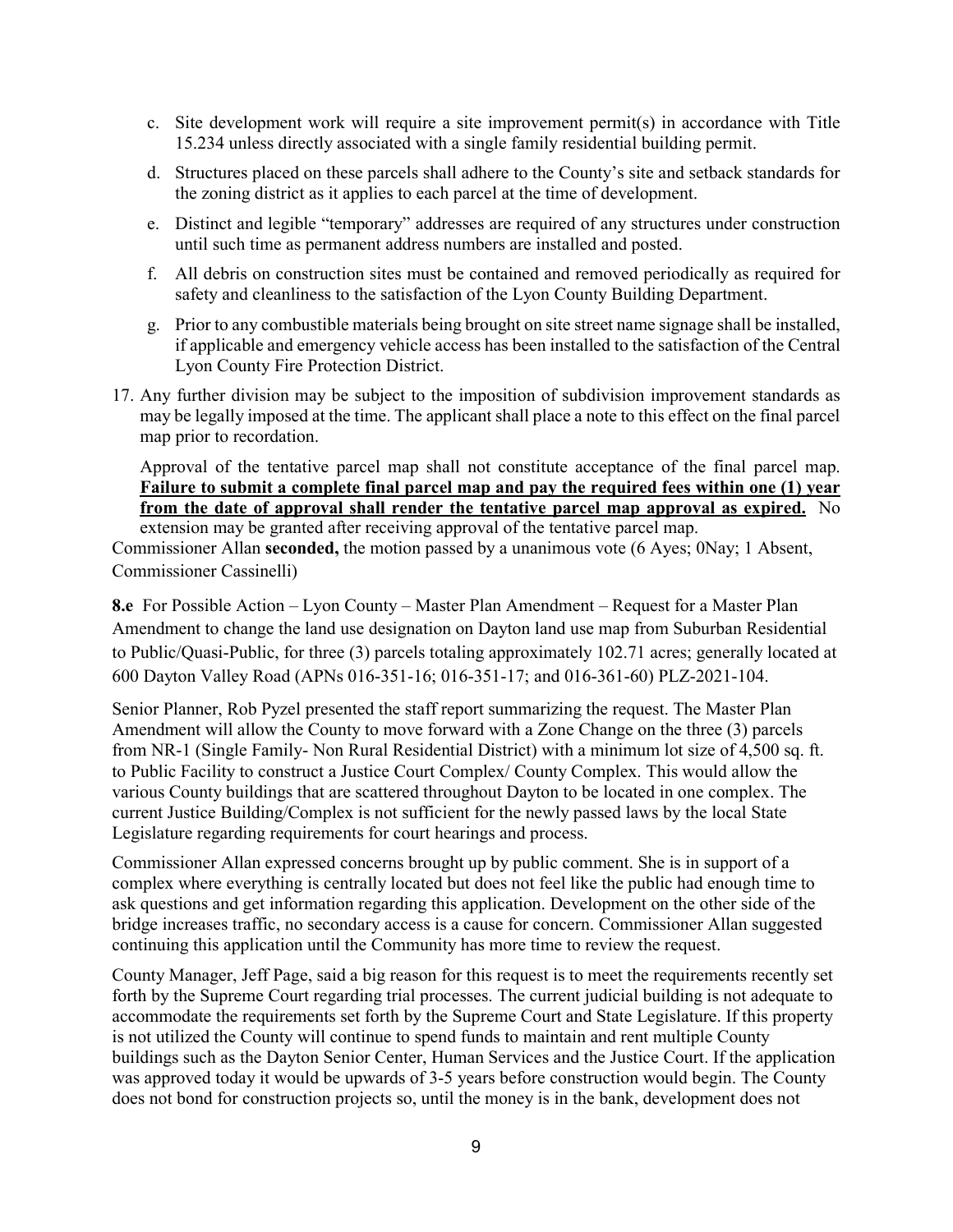c. Site development work will require a site improvement permit(s) in accordance with Title 15.234 unless directly associated with a single family residential building permit.

d. Structures placed on these parcels shall adhere to the County's site and setback standards for the zoning district as it applies to each parcel at the time of development.

e. Distinct and legible "temporary" addresses are required of any structures under construction until such time as permanent address numbers are installed and posted.

f. All debris on construction sites must be contained and removed periodically as required for safety and cleanliness to the satisfaction of the Lyon County Building Department.

g. Prior to any combustible materials being brought on site street name signage shall be installed, if applicable and emergency vehicle access has been installed to the satisfaction of the Central Lyon County Fire Protection District.

17. Any further division may be subject to the imposition of subdivision improvement standards as may be legally imposed at the time. The applicant shall place a note to this effect on the final parcel map prior to recordation.

Approval of the tentative parcel map shall not constitute acceptance of the final parcel map. **<u>Failure to submit a complete final parcel map and pay the required fees within one (1) year from the date of approval shall render the tentative parcel map approval as expired.</u>** No extension may be granted after receiving approval of the tentative parcel map.

Commissioner Allan **seconded,** the motion passed by a unanimous vote (6 Ayes; 0Nay; 1 Absent, Commissioner Cassinelli)

**8.e** For Possible Action – Lyon County – Master Plan Amendment – Request for a Master Plan Amendment to change the land use designation on Dayton land use map from Suburban Residential to Public/Quasi-Public, for three (3) parcels totaling approximately 102.71 acres; generally located at 600 Dayton Valley Road (APNs 016-351-16; 016-351-17; and 016-361-60) PLZ-2021-104.

Senior Planner, Rob Pyzel presented the staff report summarizing the request. The Master Plan Amendment will allow the County to move forward with a Zone Change on the three (3) parcels from NR-1 (Single Family- Non Rural Residential District) with a minimum lot size of 4,500 sq. ft. to Public Facility to construct a Justice Court Complex/ County Complex. This would allow the various County buildings that are scattered throughout Dayton to be located in one complex. The current Justice Building/Complex is not sufficient for the newly passed laws by the local State Legislature regarding requirements for court hearings and process.

Commissioner Allan expressed concerns brought up by public comment. She is in support of a complex where everything is centrally located but does not feel like the public had enough time to ask questions and get information regarding this application. Development on the other side of the bridge increases traffic, no secondary access is a cause for concern. Commissioner Allan suggested continuing this application until the Community has more time to review the request.

County Manager, Jeff Page, said a big reason for this request is to meet the requirements recently set forth by the Supreme Court regarding trial processes. The current judicial building is not adequate to accommodate the requirements set forth by the Supreme Court and State Legislature. If this property is not utilized the County will continue to spend funds to maintain and rent multiple County buildings such as the Dayton Senior Center, Human Services and the Justice Court. If the application was approved today it would be upwards of 3-5 years before construction would begin. The County does not bond for construction projects so, until the money is in the bank, development does not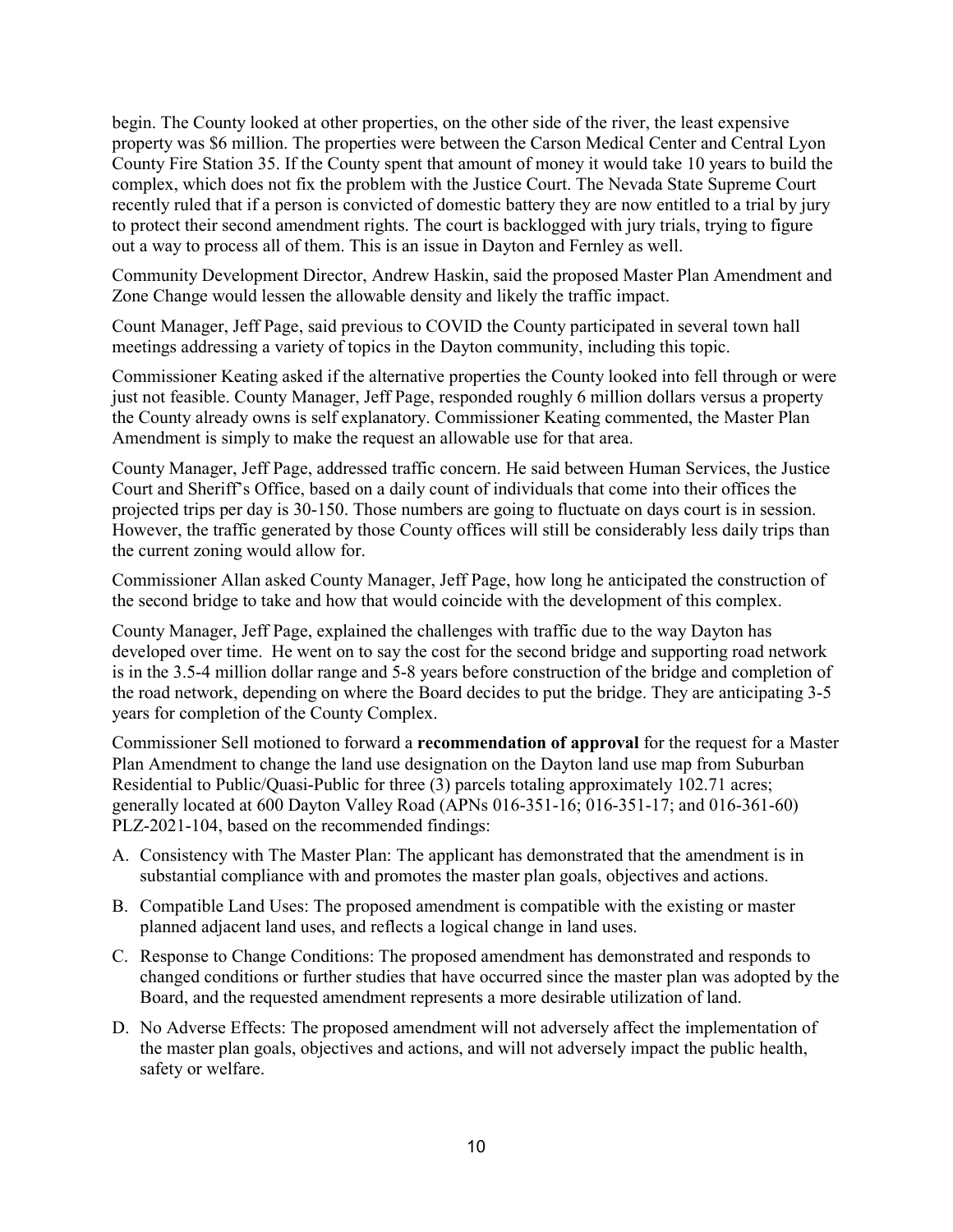begin. The County looked at other properties, on the other side of the river, the least expensive property was $6 million. The properties were between the Carson Medical Center and Central Lyon County Fire Station 35. If the County spent that amount of money it would take 10 years to build the complex, which does not fix the problem with the Justice Court. The Nevada State Supreme Court recently ruled that if a person is convicted of domestic battery they are now entitled to a trial by jury to protect their second amendment rights. The court is backlogged with jury trials, trying to figure out a way to process all of them. This is an issue in Dayton and Fernley as well.

Community Development Director, Andrew Haskin, said the proposed Master Plan Amendment and Zone Change would lessen the allowable density and likely the traffic impact.

Count Manager, Jeff Page, said previous to COVID the County participated in several town hall meetings addressing a variety of topics in the Dayton community, including this topic.

Commissioner Keating asked if the alternative properties the County looked into fell through or were just not feasible. County Manager, Jeff Page, responded roughly 6 million dollars versus a property the County already owns is self explanatory. Commissioner Keating commented, the Master Plan Amendment is simply to make the request an allowable use for that area.

County Manager, Jeff Page, addressed traffic concern. He said between Human Services, the Justice Court and Sheriff's Office, based on a daily count of individuals that come into their offices the projected trips per day is 30-150. Those numbers are going to fluctuate on days court is in session. However, the traffic generated by those County offices will still be considerably less daily trips than the current zoning would allow for.

Commissioner Allan asked County Manager, Jeff Page, how long he anticipated the construction of the second bridge to take and how that would coincide with the development of this complex.

County Manager, Jeff Page, explained the challenges with traffic due to the way Dayton has developed over time. He went on to say the cost for the second bridge and supporting road network is in the 3.5-4 million dollar range and 5-8 years before construction of the bridge and completion of the road network, depending on where the Board decides to put the bridge. They are anticipating 3-5 years for completion of the County Complex.

Commissioner Sell motioned to forward a **recommendation of approval** for the request for a Master Plan Amendment to change the land use designation on the Dayton land use map from Suburban Residential to Public/Quasi-Public for three (3) parcels totaling approximately 102.71 acres; generally located at 600 Dayton Valley Road (APNs 016-351-16; 016-351-17; and 016-361-60) PLZ-2021-104, based on the recommended findings:

A. Consistency with The Master Plan: The applicant has demonstrated that the amendment is in substantial compliance with and promotes the master plan goals, objectives and actions.

B. Compatible Land Uses: The proposed amendment is compatible with the existing or master planned adjacent land uses, and reflects a logical change in land uses.

C. Response to Change Conditions: The proposed amendment has demonstrated and responds to changed conditions or further studies that have occurred since the master plan was adopted by the Board, and the requested amendment represents a more desirable utilization of land.

D. No Adverse Effects: The proposed amendment will not adversely affect the implementation of the master plan goals, objectives and actions, and will not adversely impact the public health, safety or welfare.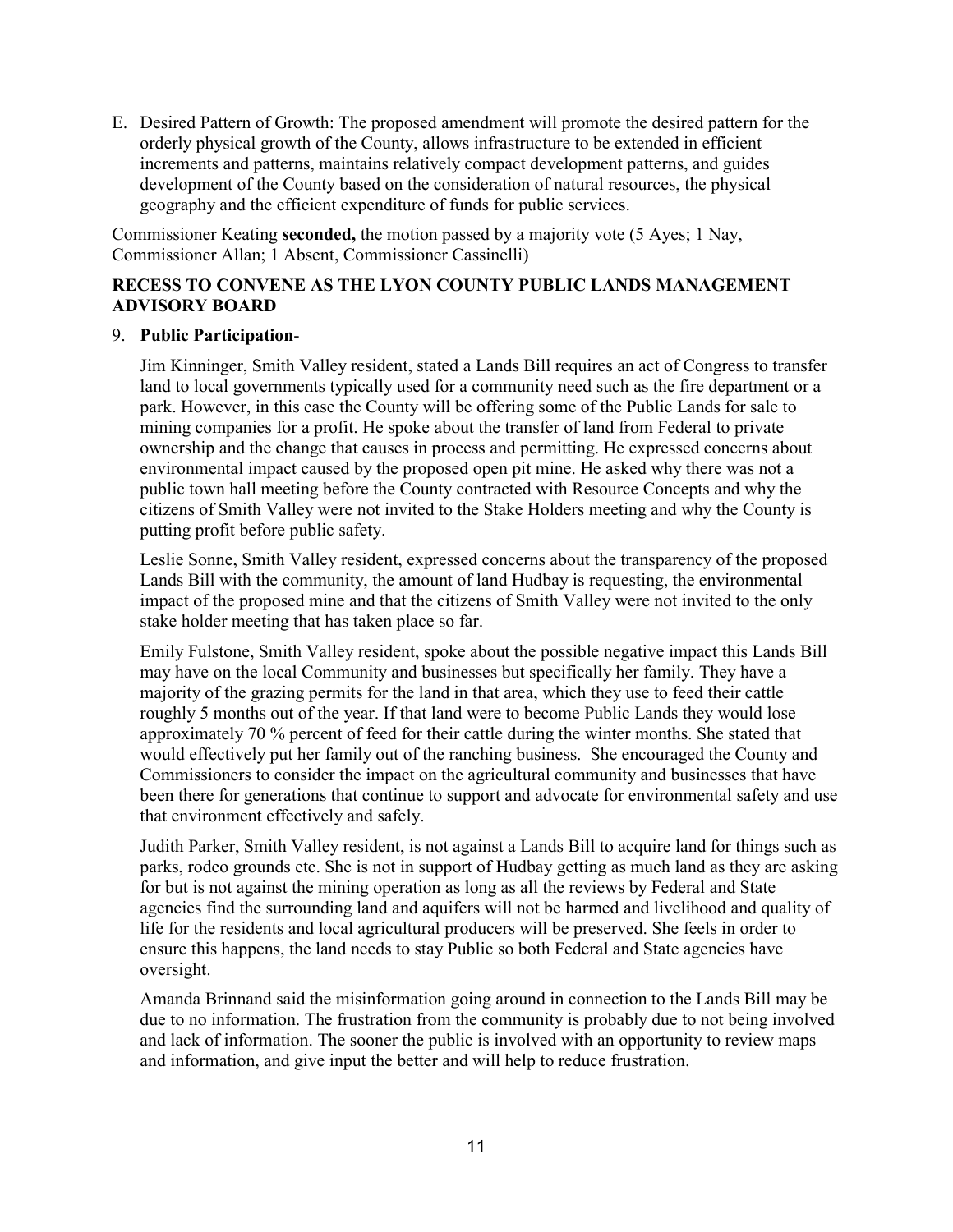E. Desired Pattern of Growth: The proposed amendment will promote the desired pattern for the orderly physical growth of the County, allows infrastructure to be extended in efficient increments and patterns, maintains relatively compact development patterns, and guides development of the County based on the consideration of natural resources, the physical geography and the efficient expenditure of funds for public services.

Commissioner Keating **seconded,** the motion passed by a majority vote (5 Ayes; 1 Nay, Commissioner Allan; 1 Absent, Commissioner Cassinelli)

**RECESS TO CONVENE AS THE LYON COUNTY PUBLIC LANDS MANAGEMENT ADVISORY BOARD**

9. **Public Participation**-

   Jim Kinninger, Smith Valley resident, stated a Lands Bill requires an act of Congress to transfer land to local governments typically used for a community need such as the fire department or a park. However, in this case the County will be offering some of the Public Lands for sale to mining companies for a profit. He spoke about the transfer of land from Federal to private ownership and the change that causes in process and permitting. He expressed concerns about environmental impact caused by the proposed open pit mine. He asked why there was not a public town hall meeting before the County contracted with Resource Concepts and why the citizens of Smith Valley were not invited to the Stake Holders meeting and why the County is putting profit before public safety.

   Leslie Sonne, Smith Valley resident, expressed concerns about the transparency of the proposed Lands Bill with the community, the amount of land Hudbay is requesting, the environmental impact of the proposed mine and that the citizens of Smith Valley were not invited to the only stake holder meeting that has taken place so far.

   Emily Fulstone, Smith Valley resident, spoke about the possible negative impact this Lands Bill may have on the local Community and businesses but specifically her family. They have a majority of the grazing permits for the land in that area, which they use to feed their cattle roughly 5 months out of the year. If that land were to become Public Lands they would lose approximately 70 % percent of feed for their cattle during the winter months. She stated that would effectively put her family out of the ranching business. She encouraged the County and Commissioners to consider the impact on the agricultural community and businesses that have been there for generations that continue to support and advocate for environmental safety and use that environment effectively and safely.

   Judith Parker, Smith Valley resident, is not against a Lands Bill to acquire land for things such as parks, rodeo grounds etc. She is not in support of Hudbay getting as much land as they are asking for but is not against the mining operation as long as all the reviews by Federal and State agencies find the surrounding land and aquifers will not be harmed and livelihood and quality of life for the residents and local agricultural producers will be preserved. She feels in order to ensure this happens, the land needs to stay Public so both Federal and State agencies have oversight.

   Amanda Brinnand said the misinformation going around in connection to the Lands Bill may be due to no information. The frustration from the community is probably due to not being involved and lack of information. The sooner the public is involved with an opportunity to review maps and information, and give input the better and will help to reduce frustration.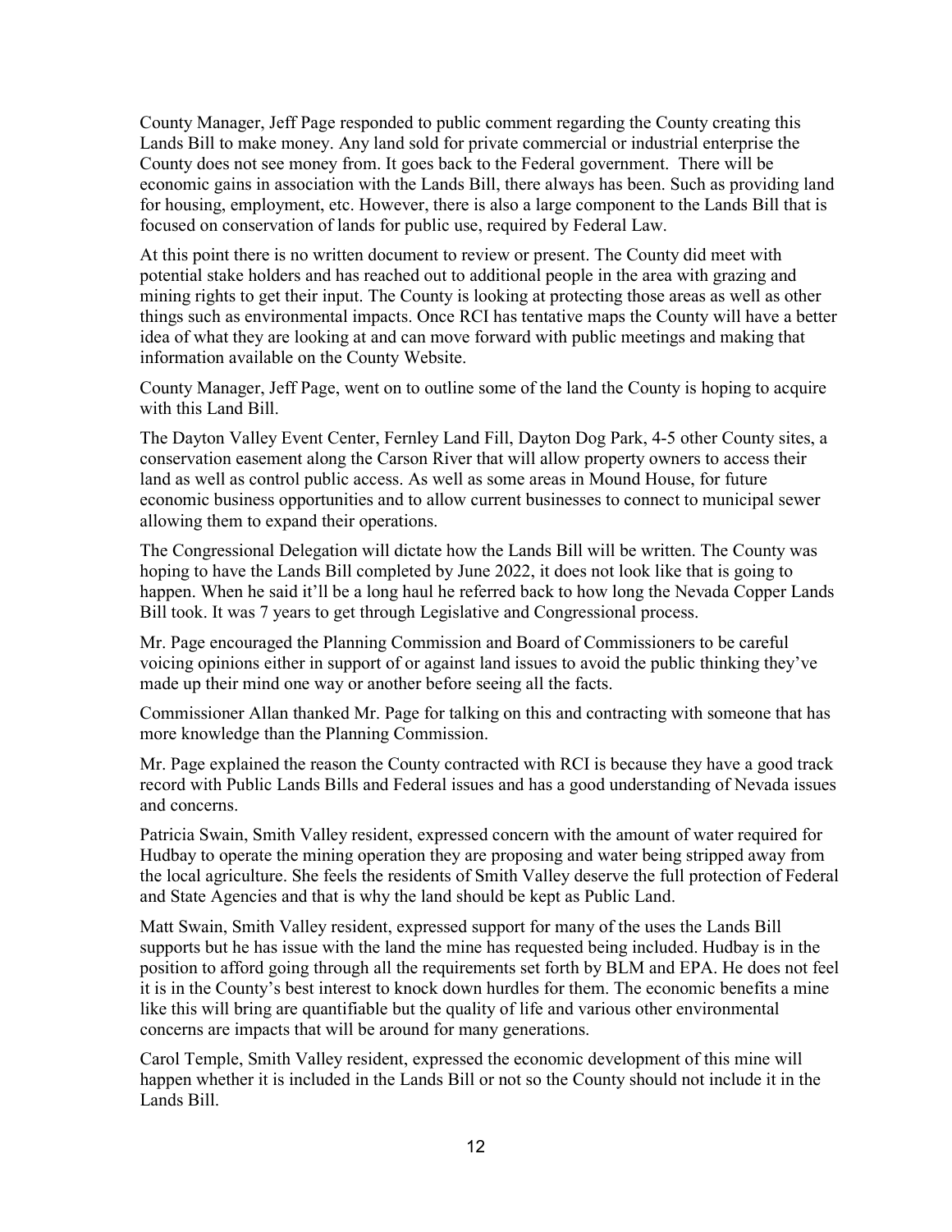County Manager, Jeff Page responded to public comment regarding the County creating this Lands Bill to make money. Any land sold for private commercial or industrial enterprise the County does not see money from. It goes back to the Federal government. There will be economic gains in association with the Lands Bill, there always has been. Such as providing land for housing, employment, etc. However, there is also a large component to the Lands Bill that is focused on conservation of lands for public use, required by Federal Law.

At this point there is no written document to review or present. The County did meet with potential stake holders and has reached out to additional people in the area with grazing and mining rights to get their input. The County is looking at protecting those areas as well as other things such as environmental impacts. Once RCI has tentative maps the County will have a better idea of what they are looking at and can move forward with public meetings and making that information available on the County Website.

County Manager, Jeff Page, went on to outline some of the land the County is hoping to acquire with this Land Bill.

The Dayton Valley Event Center, Fernley Land Fill, Dayton Dog Park, 4-5 other County sites, a conservation easement along the Carson River that will allow property owners to access their land as well as control public access. As well as some areas in Mound House, for future economic business opportunities and to allow current businesses to connect to municipal sewer allowing them to expand their operations.

The Congressional Delegation will dictate how the Lands Bill will be written. The County was hoping to have the Lands Bill completed by June 2022, it does not look like that is going to happen. When he said it'll be a long haul he referred back to how long the Nevada Copper Lands Bill took. It was 7 years to get through Legislative and Congressional process.

Mr. Page encouraged the Planning Commission and Board of Commissioners to be careful voicing opinions either in support of or against land issues to avoid the public thinking they've made up their mind one way or another before seeing all the facts.

Commissioner Allan thanked Mr. Page for talking on this and contracting with someone that has more knowledge than the Planning Commission.

Mr. Page explained the reason the County contracted with RCI is because they have a good track record with Public Lands Bills and Federal issues and has a good understanding of Nevada issues and concerns.

Patricia Swain, Smith Valley resident, expressed concern with the amount of water required for Hudbay to operate the mining operation they are proposing and water being stripped away from the local agriculture. She feels the residents of Smith Valley deserve the full protection of Federal and State Agencies and that is why the land should be kept as Public Land.

Matt Swain, Smith Valley resident, expressed support for many of the uses the Lands Bill supports but he has issue with the land the mine has requested being included. Hudbay is in the position to afford going through all the requirements set forth by BLM and EPA. He does not feel it is in the County's best interest to knock down hurdles for them. The economic benefits a mine like this will bring are quantifiable but the quality of life and various other environmental concerns are impacts that will be around for many generations.

Carol Temple, Smith Valley resident, expressed the economic development of this mine will happen whether it is included in the Lands Bill or not so the County should not include it in the Lands Bill.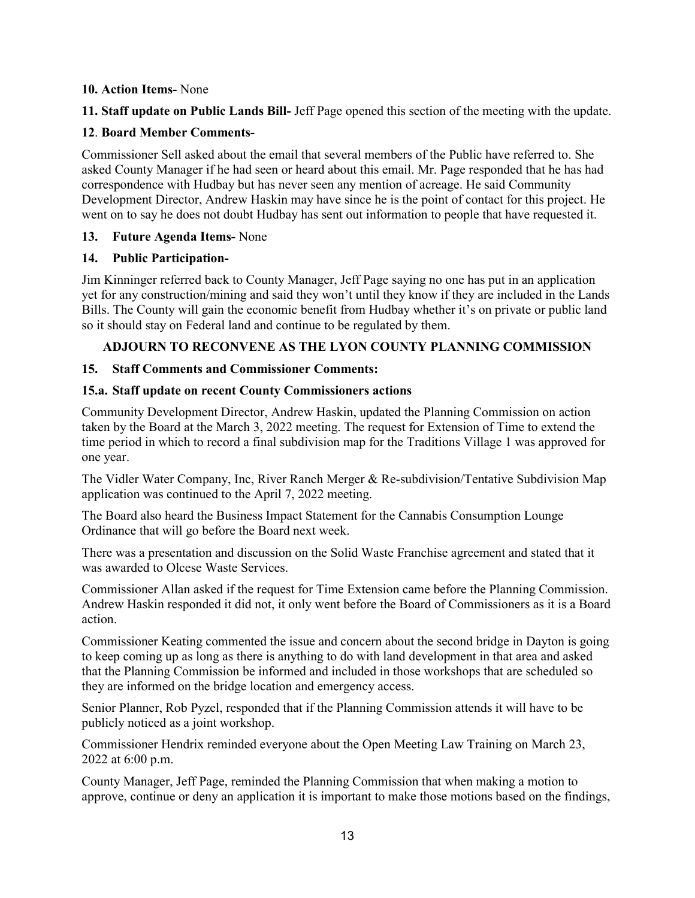**10. Action Items-** None

**11. Staff update on Public Lands Bill-** Jeff Page opened this section of the meeting with the update.

**12. Board Member Comments-**

Commissioner Sell asked about the email that several members of the Public have referred to. She asked County Manager if he had seen or heard about this email. Mr. Page responded that he has had correspondence with Hudbay but has never seen any mention of acreage. He said Community Development Director, Andrew Haskin may have since he is the point of contact for this project. He went on to say he does not doubt Hudbay has sent out information to people that have requested it.

**13. Future Agenda Items-** None

**14. Public Participation-**

Jim Kinninger referred back to County Manager, Jeff Page saying no one has put in an application yet for any construction/mining and said they won't until they know if they are included in the Lands Bills. The County will gain the economic benefit from Hudbay whether it's on private or public land so it should stay on Federal land and continue to be regulated by them.

**ADJOURN TO RECONVENE AS THE LYON COUNTY PLANNING COMMISSION**

**15. Staff Comments and Commissioner Comments:**

**15.a. Staff update on recent County Commissioners actions**

Community Development Director, Andrew Haskin, updated the Planning Commission on action taken by the Board at the March 3, 2022 meeting. The request for Extension of Time to extend the time period in which to record a final subdivision map for the Traditions Village 1 was approved for one year.

The Vidler Water Company, Inc, River Ranch Merger & Re-subdivision/Tentative Subdivision Map application was continued to the April 7, 2022 meeting.

The Board also heard the Business Impact Statement for the Cannabis Consumption Lounge Ordinance that will go before the Board next week.

There was a presentation and discussion on the Solid Waste Franchise agreement and stated that it was awarded to Olcese Waste Services.

Commissioner Allan asked if the request for Time Extension came before the Planning Commission. Andrew Haskin responded it did not, it only went before the Board of Commissioners as it is a Board action.

Commissioner Keating commented the issue and concern about the second bridge in Dayton is going to keep coming up as long as there is anything to do with land development in that area and asked that the Planning Commission be informed and included in those workshops that are scheduled so they are informed on the bridge location and emergency access.

Senior Planner, Rob Pyzel, responded that if the Planning Commission attends it will have to be publicly noticed as a joint workshop.

Commissioner Hendrix reminded everyone about the Open Meeting Law Training on March 23, 2022 at 6:00 p.m.

County Manager, Jeff Page, reminded the Planning Commission that when making a motion to approve, continue or deny an application it is important to make those motions based on the findings,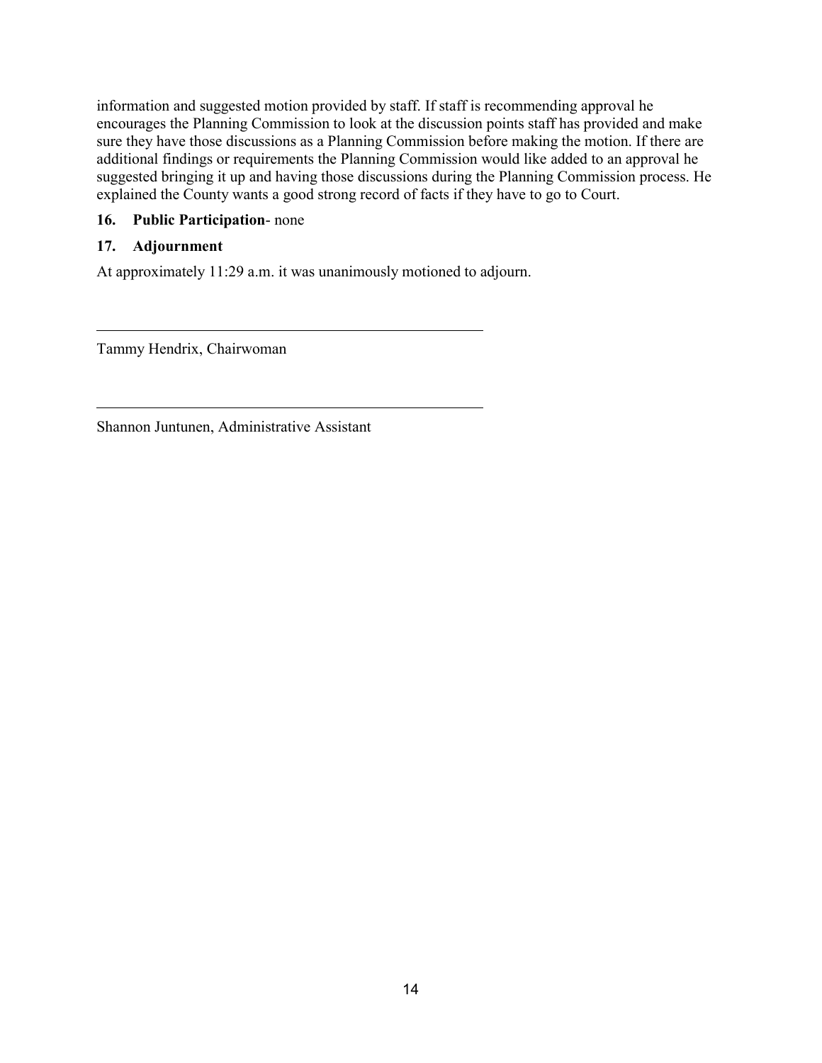information and suggested motion provided by staff. If staff is recommending approval he encourages the Planning Commission to look at the discussion points staff has provided and make sure they have those discussions as a Planning Commission before making the motion. If there are additional findings or requirements the Planning Commission would like added to an approval he suggested bringing it up and having those discussions during the Planning Commission process. He explained the County wants a good strong record of facts if they have to go to Court.

**16. Public Participation**- none

**17. Adjournment**

At approximately 11:29 a.m. it was unanimously motioned to adjourn.

\_\_\_\_\_\_\_\_\_\_\_\_\_\_\_\_\_\_\_\_\_\_\_\_\_\_\_\_\_\_\_\_\_\_\_\_\_\_\_\_

Tammy Hendrix, Chairwoman

\_\_\_\_\_\_\_\_\_\_\_\_\_\_\_\_\_\_\_\_\_\_\_\_\_\_\_\_\_\_\_\_\_\_\_\_\_\_\_\_

Shannon Juntunen, Administrative Assistant